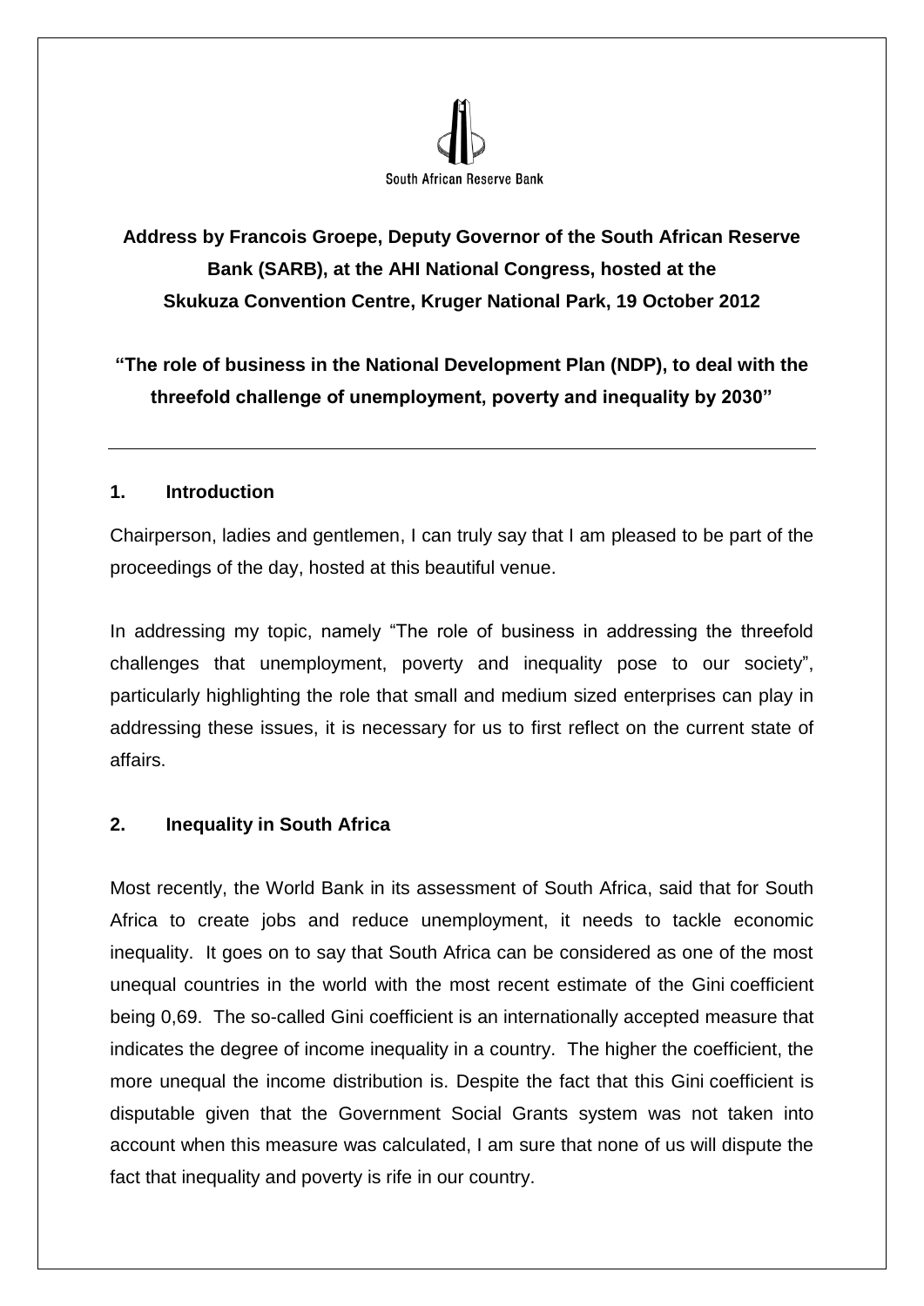South African Reserve Bank

# Address by Francois Groepe, Deputy Governor of the South African Reserve Bank (SARB), at the AHI National Congress, hosted at the Skukuza Convention Centre, Kruger National Park, 19 October 2012

## "The role of business in the National Development Plan (NDP), to deal with the threefold challenge of unemployment, poverty and inequality by 2030"

---

### 1. Introduction

Chairperson, ladies and gentlemen, I can truly say that I am pleased to be part of the proceedings of the day, hosted at this beautiful venue.

In addressing my topic, namely "The role of business in addressing the threefold challenges that unemployment, poverty and inequality pose to our society", particularly highlighting the role that small and medium sized enterprises can play in addressing these issues, it is necessary for us to first reflect on the current state of affairs.

### 2. Inequality in South Africa

Most recently, the World Bank in its assessment of South Africa, said that for South Africa to create jobs and reduce unemployment, it needs to tackle economic inequality. It goes on to say that South Africa can be considered as one of the most unequal countries in the world with the most recent estimate of the Gini coefficient being 0,69. The so-called Gini coefficient is an internationally accepted measure that indicates the degree of income inequality in a country. The higher the coefficient, the more unequal the income distribution is. Despite the fact that this Gini coefficient is disputable given that the Government Social Grants system was not taken into account when this measure was calculated, I am sure that none of us will dispute the fact that inequality and poverty is rife in our country.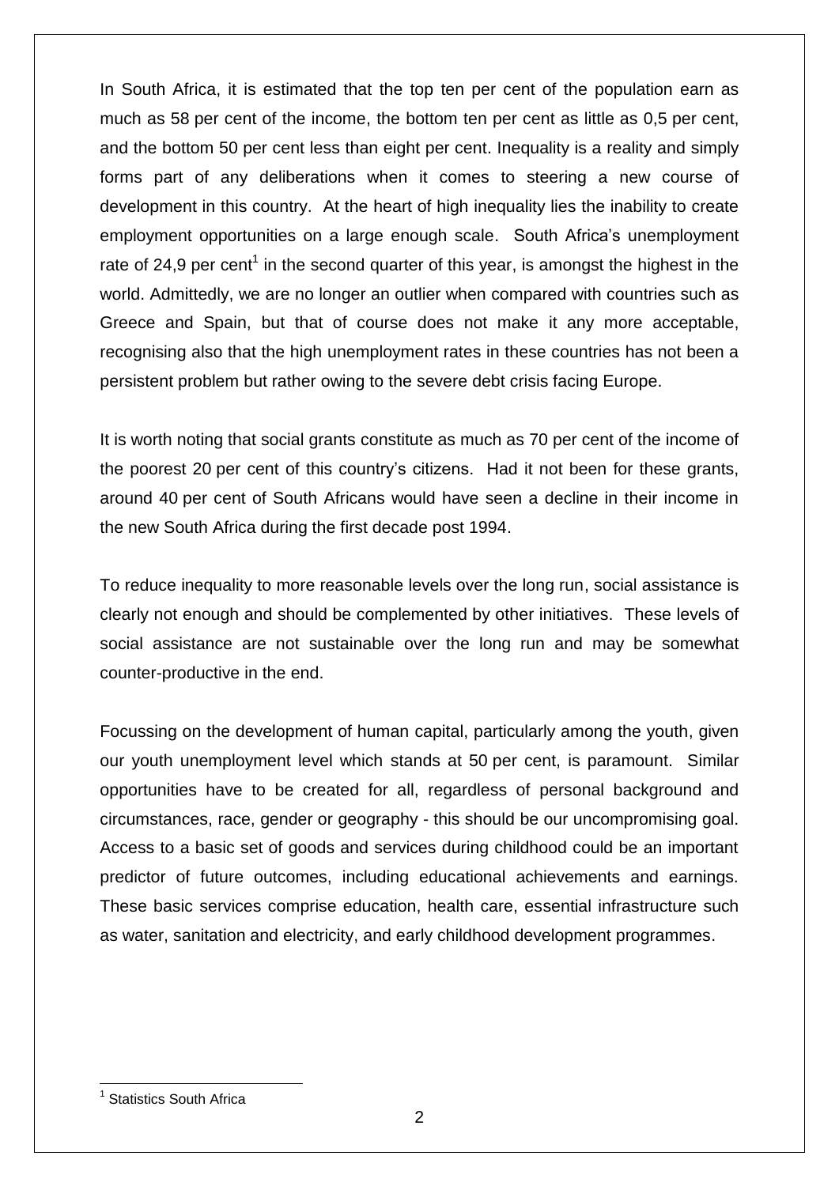In South Africa, it is estimated that the top ten per cent of the population earn as much as 58 per cent of the income, the bottom ten per cent as little as 0,5 per cent, and the bottom 50 per cent less than eight per cent. Inequality is a reality and simply forms part of any deliberations when it comes to steering a new course of development in this country. At the heart of high inequality lies the inability to create employment opportunities on a large enough scale. South Africa's unemployment rate of 24,9 per cent[1] in the second quarter of this year, is amongst the highest in the world. Admittedly, we are no longer an outlier when compared with countries such as Greece and Spain, but that of course does not make it any more acceptable, recognising also that the high unemployment rates in these countries has not been a persistent problem but rather owing to the severe debt crisis facing Europe.

It is worth noting that social grants constitute as much as 70 per cent of the income of the poorest 20 per cent of this country's citizens. Had it not been for these grants, around 40 per cent of South Africans would have seen a decline in their income in the new South Africa during the first decade post 1994.

To reduce inequality to more reasonable levels over the long run, social assistance is clearly not enough and should be complemented by other initiatives. These levels of social assistance are not sustainable over the long run and may be somewhat counter-productive in the end.

Focussing on the development of human capital, particularly among the youth, given our youth unemployment level which stands at 50 per cent, is paramount. Similar opportunities have to be created for all, regardless of personal background and circumstances, race, gender or geography - this should be our uncompromising goal. Access to a basic set of goods and services during childhood could be an important predictor of future outcomes, including educational achievements and earnings. These basic services comprise education, health care, essential infrastructure such as water, sanitation and electricity, and early childhood development programmes.

[1] Statistics South Africa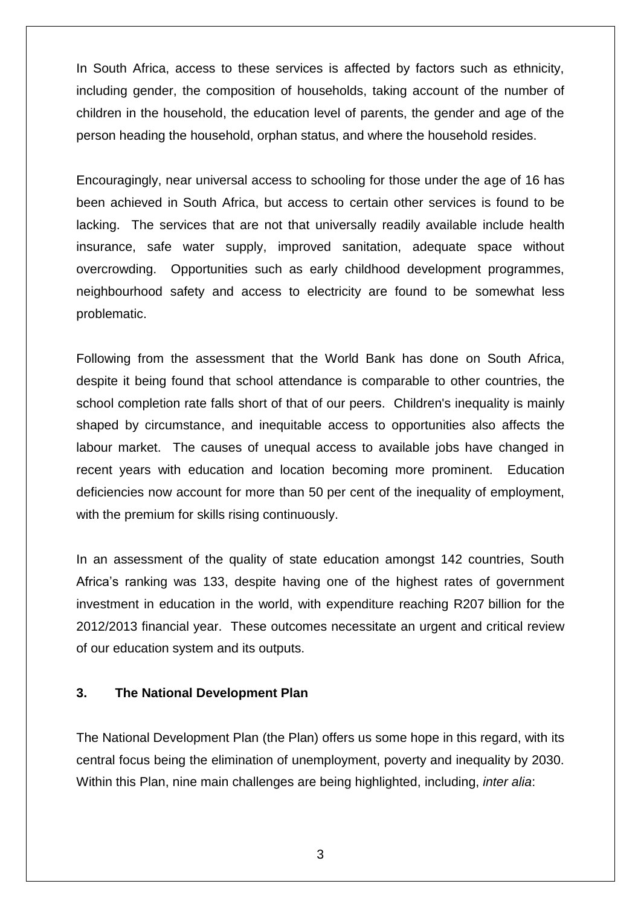In South Africa, access to these services is affected by factors such as ethnicity, including gender, the composition of households, taking account of the number of children in the household, the education level of parents, the gender and age of the person heading the household, orphan status, and where the household resides.

Encouragingly, near universal access to schooling for those under the age of 16 has been achieved in South Africa, but access to certain other services is found to be lacking. The services that are not that universally readily available include health insurance, safe water supply, improved sanitation, adequate space without overcrowding. Opportunities such as early childhood development programmes, neighbourhood safety and access to electricity are found to be somewhat less problematic.

Following from the assessment that the World Bank has done on South Africa, despite it being found that school attendance is comparable to other countries, the school completion rate falls short of that of our peers. Children's inequality is mainly shaped by circumstance, and inequitable access to opportunities also affects the labour market. The causes of unequal access to available jobs have changed in recent years with education and location becoming more prominent. Education deficiencies now account for more than 50 per cent of the inequality of employment, with the premium for skills rising continuously.

In an assessment of the quality of state education amongst 142 countries, South Africa's ranking was 133, despite having one of the highest rates of government investment in education in the world, with expenditure reaching R207 billion for the 2012/2013 financial year. These outcomes necessitate an urgent and critical review of our education system and its outputs.

## 3. The National Development Plan

The National Development Plan (the Plan) offers us some hope in this regard, with its central focus being the elimination of unemployment, poverty and inequality by 2030. Within this Plan, nine main challenges are being highlighted, including, *inter alia*: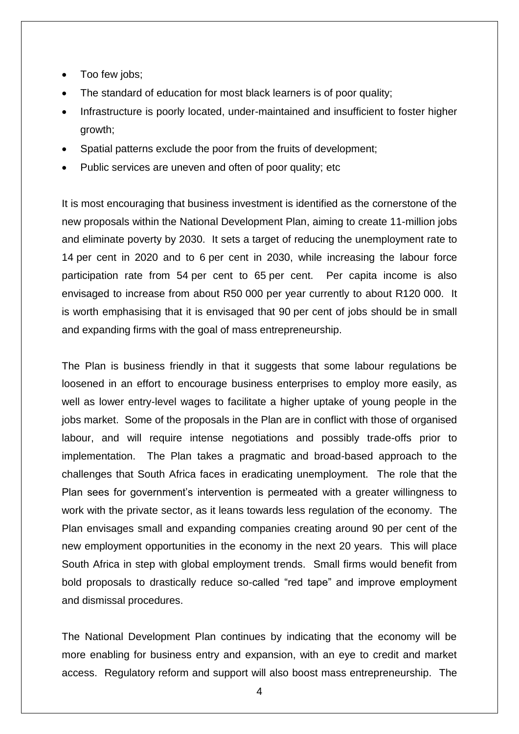- Too few jobs;
- The standard of education for most black learners is of poor quality;
- Infrastructure is poorly located, under-maintained and insufficient to foster higher growth;
- Spatial patterns exclude the poor from the fruits of development;
- Public services are uneven and often of poor quality; etc

It is most encouraging that business investment is identified as the cornerstone of the new proposals within the National Development Plan, aiming to create 11-million jobs and eliminate poverty by 2030. It sets a target of reducing the unemployment rate to 14 per cent in 2020 and to 6 per cent in 2030, while increasing the labour force participation rate from 54 per cent to 65 per cent. Per capita income is also envisaged to increase from about R50 000 per year currently to about R120 000. It is worth emphasising that it is envisaged that 90 per cent of jobs should be in small and expanding firms with the goal of mass entrepreneurship.

The Plan is business friendly in that it suggests that some labour regulations be loosened in an effort to encourage business enterprises to employ more easily, as well as lower entry-level wages to facilitate a higher uptake of young people in the jobs market. Some of the proposals in the Plan are in conflict with those of organised labour, and will require intense negotiations and possibly trade-offs prior to implementation. The Plan takes a pragmatic and broad-based approach to the challenges that South Africa faces in eradicating unemployment. The role that the Plan sees for government's intervention is permeated with a greater willingness to work with the private sector, as it leans towards less regulation of the economy. The Plan envisages small and expanding companies creating around 90 per cent of the new employment opportunities in the economy in the next 20 years. This will place South Africa in step with global employment trends. Small firms would benefit from bold proposals to drastically reduce so-called "red tape" and improve employment and dismissal procedures.

The National Development Plan continues by indicating that the economy will be more enabling for business entry and expansion, with an eye to credit and market access. Regulatory reform and support will also boost mass entrepreneurship. The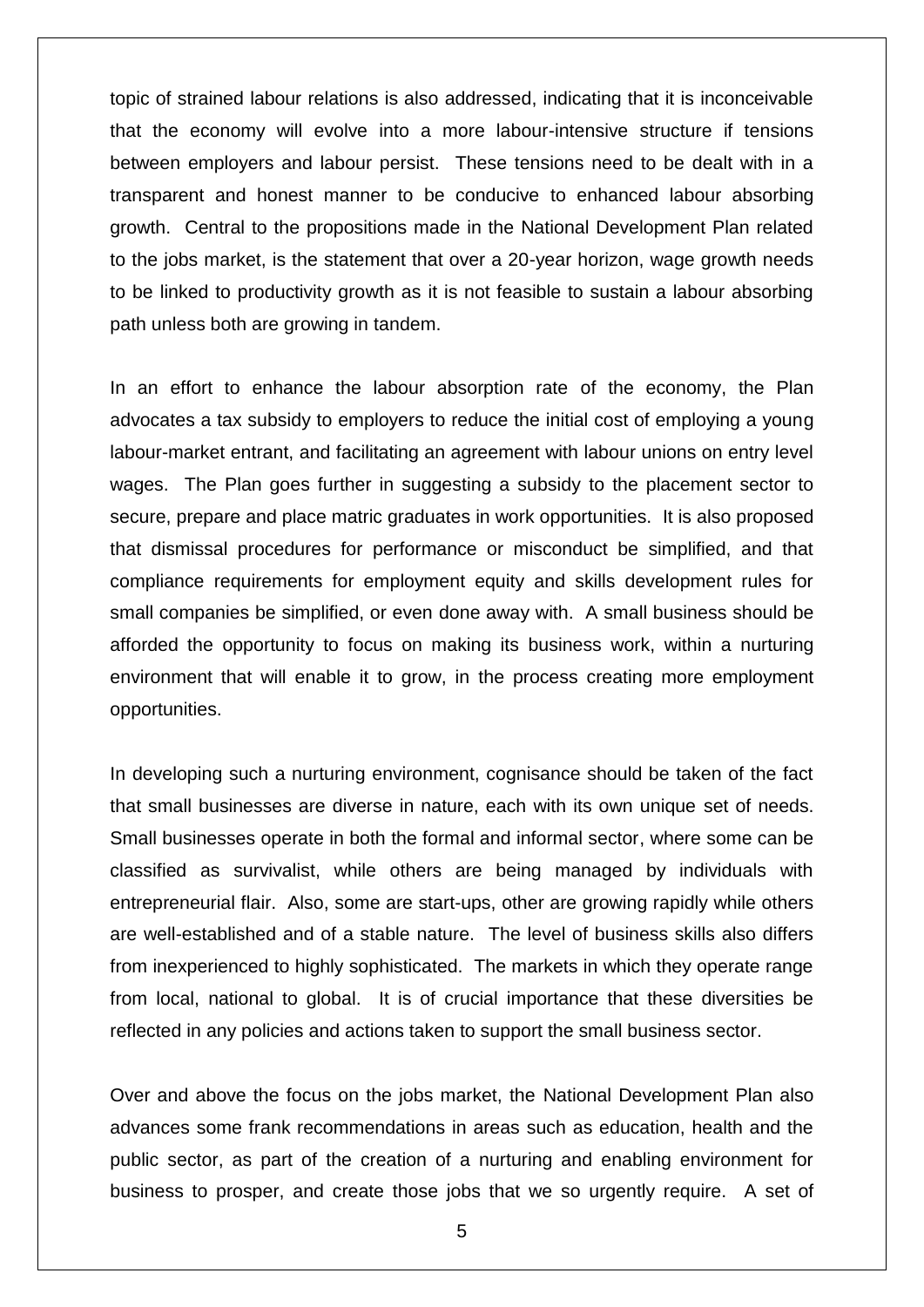topic of strained labour relations is also addressed, indicating that it is inconceivable that the economy will evolve into a more labour-intensive structure if tensions between employers and labour persist. These tensions need to be dealt with in a transparent and honest manner to be conducive to enhanced labour absorbing growth. Central to the propositions made in the National Development Plan related to the jobs market, is the statement that over a 20-year horizon, wage growth needs to be linked to productivity growth as it is not feasible to sustain a labour absorbing path unless both are growing in tandem.

In an effort to enhance the labour absorption rate of the economy, the Plan advocates a tax subsidy to employers to reduce the initial cost of employing a young labour-market entrant, and facilitating an agreement with labour unions on entry level wages. The Plan goes further in suggesting a subsidy to the placement sector to secure, prepare and place matric graduates in work opportunities. It is also proposed that dismissal procedures for performance or misconduct be simplified, and that compliance requirements for employment equity and skills development rules for small companies be simplified, or even done away with. A small business should be afforded the opportunity to focus on making its business work, within a nurturing environment that will enable it to grow, in the process creating more employment opportunities.

In developing such a nurturing environment, cognisance should be taken of the fact that small businesses are diverse in nature, each with its own unique set of needs. Small businesses operate in both the formal and informal sector, where some can be classified as survivalist, while others are being managed by individuals with entrepreneurial flair. Also, some are start-ups, other are growing rapidly while others are well-established and of a stable nature. The level of business skills also differs from inexperienced to highly sophisticated. The markets in which they operate range from local, national to global. It is of crucial importance that these diversities be reflected in any policies and actions taken to support the small business sector.

Over and above the focus on the jobs market, the National Development Plan also advances some frank recommendations in areas such as education, health and the public sector, as part of the creation of a nurturing and enabling environment for business to prosper, and create those jobs that we so urgently require. A set of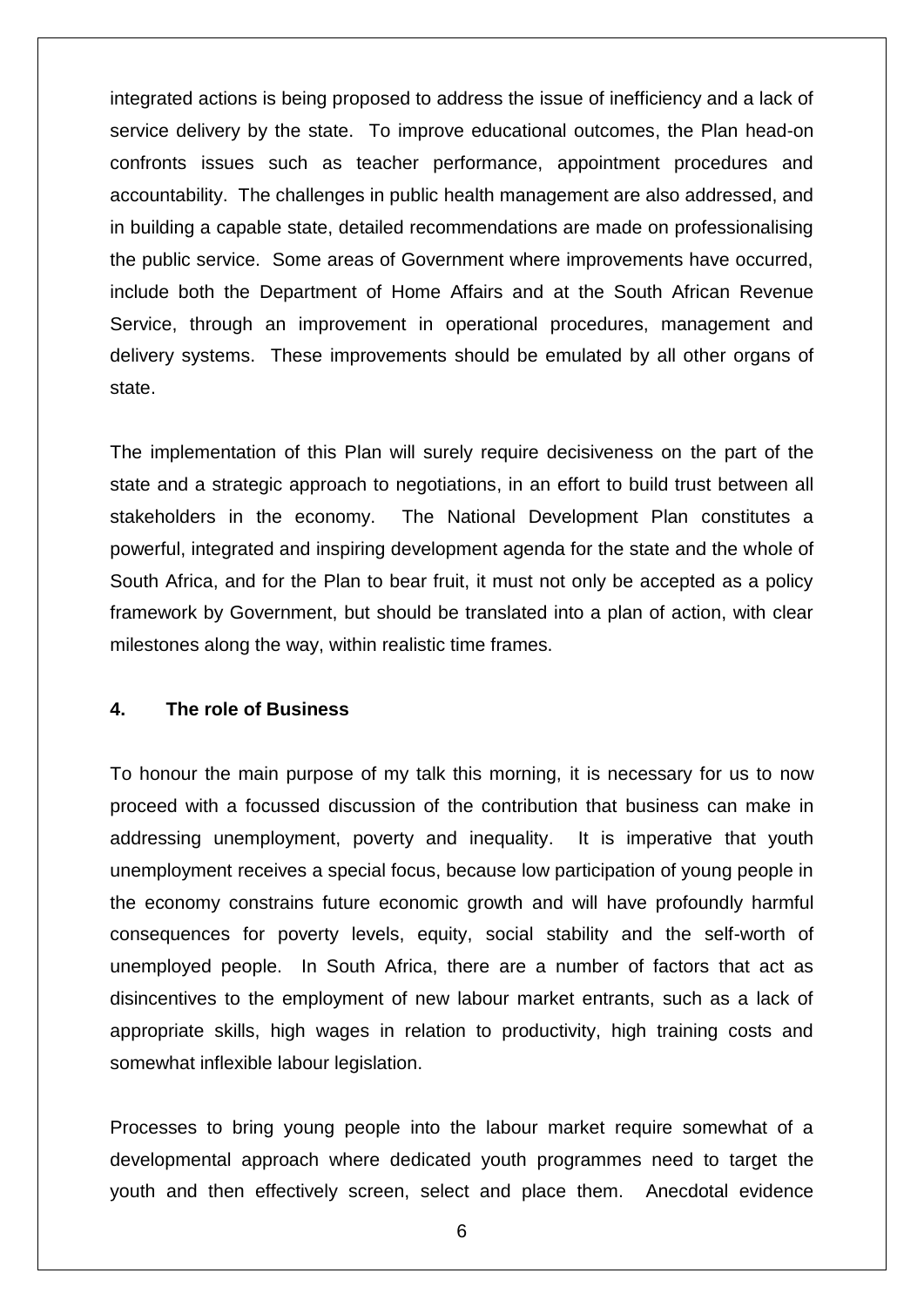integrated actions is being proposed to address the issue of inefficiency and a lack of service delivery by the state. To improve educational outcomes, the Plan head-on confronts issues such as teacher performance, appointment procedures and accountability. The challenges in public health management are also addressed, and in building a capable state, detailed recommendations are made on professionalising the public service. Some areas of Government where improvements have occurred, include both the Department of Home Affairs and at the South African Revenue Service, through an improvement in operational procedures, management and delivery systems. These improvements should be emulated by all other organs of state.

The implementation of this Plan will surely require decisiveness on the part of the state and a strategic approach to negotiations, in an effort to build trust between all stakeholders in the economy. The National Development Plan constitutes a powerful, integrated and inspiring development agenda for the state and the whole of South Africa, and for the Plan to bear fruit, it must not only be accepted as a policy framework by Government, but should be translated into a plan of action, with clear milestones along the way, within realistic time frames.

## 4. The role of Business

To honour the main purpose of my talk this morning, it is necessary for us to now proceed with a focussed discussion of the contribution that business can make in addressing unemployment, poverty and inequality. It is imperative that youth unemployment receives a special focus, because low participation of young people in the economy constrains future economic growth and will have profoundly harmful consequences for poverty levels, equity, social stability and the self-worth of unemployed people. In South Africa, there are a number of factors that act as disincentives to the employment of new labour market entrants, such as a lack of appropriate skills, high wages in relation to productivity, high training costs and somewhat inflexible labour legislation.

Processes to bring young people into the labour market require somewhat of a developmental approach where dedicated youth programmes need to target the youth and then effectively screen, select and place them. Anecdotal evidence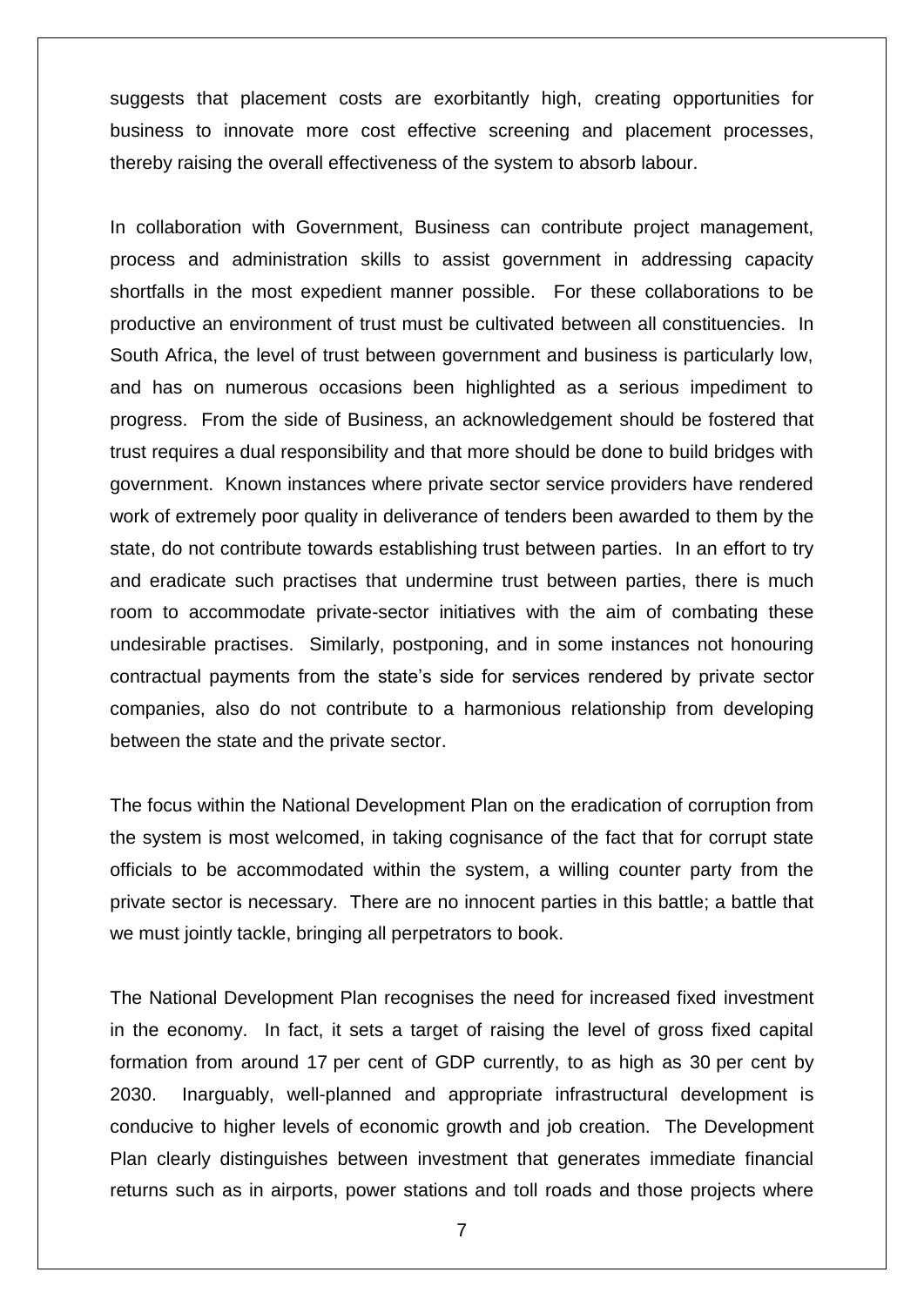suggests that placement costs are exorbitantly high, creating opportunities for business to innovate more cost effective screening and placement processes, thereby raising the overall effectiveness of the system to absorb labour.

In collaboration with Government, Business can contribute project management, process and administration skills to assist government in addressing capacity shortfalls in the most expedient manner possible. For these collaborations to be productive an environment of trust must be cultivated between all constituencies. In South Africa, the level of trust between government and business is particularly low, and has on numerous occasions been highlighted as a serious impediment to progress. From the side of Business, an acknowledgement should be fostered that trust requires a dual responsibility and that more should be done to build bridges with government. Known instances where private sector service providers have rendered work of extremely poor quality in deliverance of tenders been awarded to them by the state, do not contribute towards establishing trust between parties. In an effort to try and eradicate such practises that undermine trust between parties, there is much room to accommodate private-sector initiatives with the aim of combating these undesirable practises. Similarly, postponing, and in some instances not honouring contractual payments from the state's side for services rendered by private sector companies, also do not contribute to a harmonious relationship from developing between the state and the private sector.

The focus within the National Development Plan on the eradication of corruption from the system is most welcomed, in taking cognisance of the fact that for corrupt state officials to be accommodated within the system, a willing counter party from the private sector is necessary. There are no innocent parties in this battle; a battle that we must jointly tackle, bringing all perpetrators to book.

The National Development Plan recognises the need for increased fixed investment in the economy. In fact, it sets a target of raising the level of gross fixed capital formation from around 17 per cent of GDP currently, to as high as 30 per cent by 2030. Inarguably, well-planned and appropriate infrastructural development is conducive to higher levels of economic growth and job creation. The Development Plan clearly distinguishes between investment that generates immediate financial returns such as in airports, power stations and toll roads and those projects where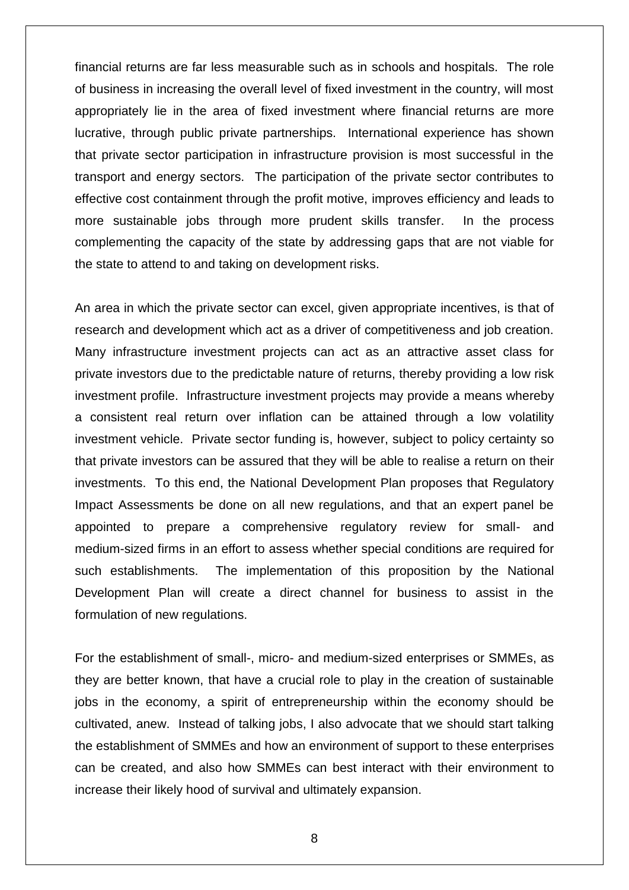financial returns are far less measurable such as in schools and hospitals. The role of business in increasing the overall level of fixed investment in the country, will most appropriately lie in the area of fixed investment where financial returns are more lucrative, through public private partnerships. International experience has shown that private sector participation in infrastructure provision is most successful in the transport and energy sectors. The participation of the private sector contributes to effective cost containment through the profit motive, improves efficiency and leads to more sustainable jobs through more prudent skills transfer. In the process complementing the capacity of the state by addressing gaps that are not viable for the state to attend to and taking on development risks.

An area in which the private sector can excel, given appropriate incentives, is that of research and development which act as a driver of competitiveness and job creation. Many infrastructure investment projects can act as an attractive asset class for private investors due to the predictable nature of returns, thereby providing a low risk investment profile. Infrastructure investment projects may provide a means whereby a consistent real return over inflation can be attained through a low volatility investment vehicle. Private sector funding is, however, subject to policy certainty so that private investors can be assured that they will be able to realise a return on their investments. To this end, the National Development Plan proposes that Regulatory Impact Assessments be done on all new regulations, and that an expert panel be appointed to prepare a comprehensive regulatory review for small- and medium-sized firms in an effort to assess whether special conditions are required for such establishments. The implementation of this proposition by the National Development Plan will create a direct channel for business to assist in the formulation of new regulations.

For the establishment of small-, micro- and medium-sized enterprises or SMMEs, as they are better known, that have a crucial role to play in the creation of sustainable jobs in the economy, a spirit of entrepreneurship within the economy should be cultivated, anew. Instead of talking jobs, I also advocate that we should start talking the establishment of SMMEs and how an environment of support to these enterprises can be created, and also how SMMEs can best interact with their environment to increase their likely hood of survival and ultimately expansion.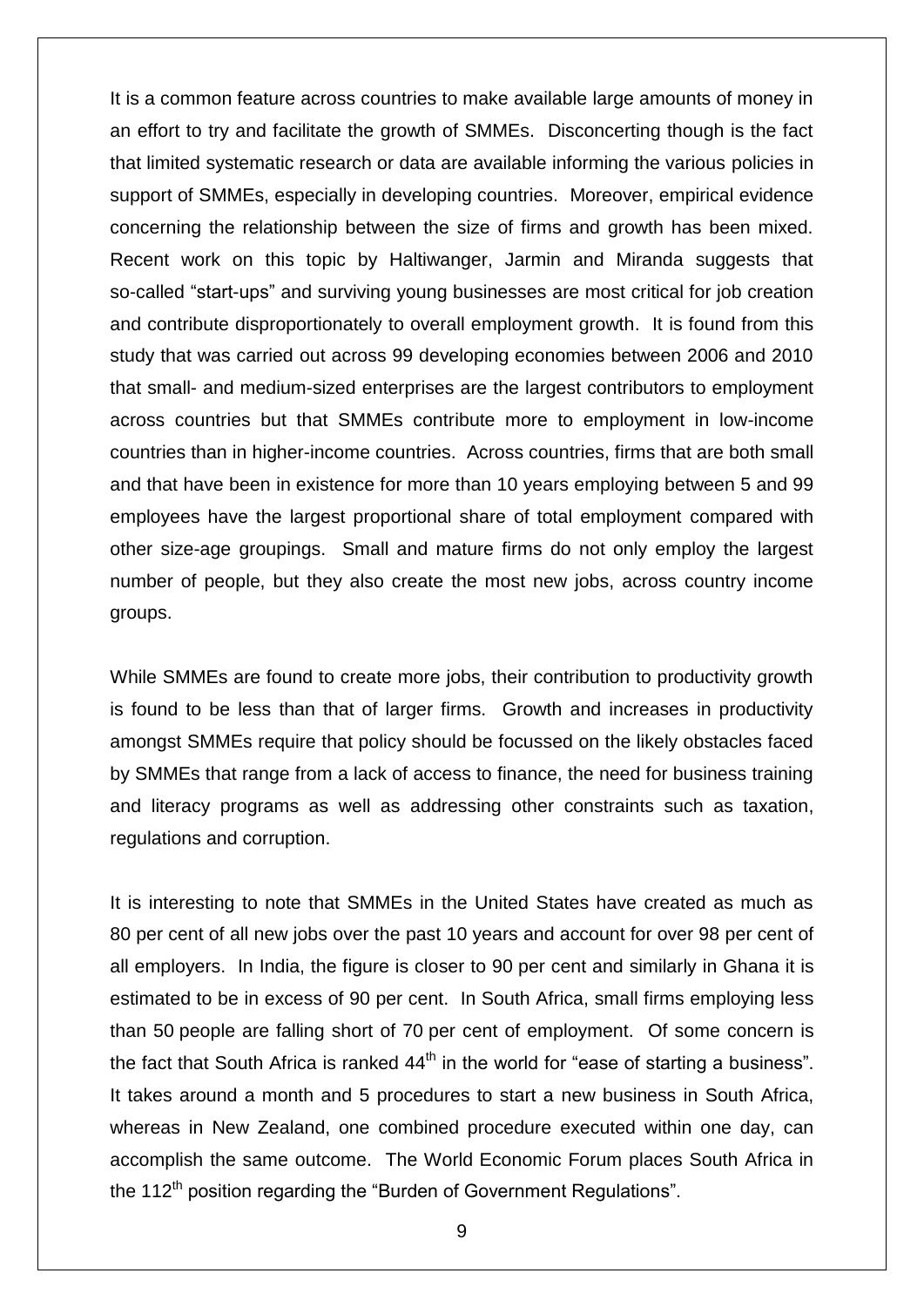It is a common feature across countries to make available large amounts of money in an effort to try and facilitate the growth of SMMEs. Disconcerting though is the fact that limited systematic research or data are available informing the various policies in support of SMMEs, especially in developing countries. Moreover, empirical evidence concerning the relationship between the size of firms and growth has been mixed. Recent work on this topic by Haltiwanger, Jarmin and Miranda suggests that so-called "start-ups" and surviving young businesses are most critical for job creation and contribute disproportionately to overall employment growth. It is found from this study that was carried out across 99 developing economies between 2006 and 2010 that small- and medium-sized enterprises are the largest contributors to employment across countries but that SMMEs contribute more to employment in low-income countries than in higher-income countries. Across countries, firms that are both small and that have been in existence for more than 10 years employing between 5 and 99 employees have the largest proportional share of total employment compared with other size-age groupings. Small and mature firms do not only employ the largest number of people, but they also create the most new jobs, across country income groups.

While SMMEs are found to create more jobs, their contribution to productivity growth is found to be less than that of larger firms. Growth and increases in productivity amongst SMMEs require that policy should be focussed on the likely obstacles faced by SMMEs that range from a lack of access to finance, the need for business training and literacy programs as well as addressing other constraints such as taxation, regulations and corruption.

It is interesting to note that SMMEs in the United States have created as much as 80 per cent of all new jobs over the past 10 years and account for over 98 per cent of all employers. In India, the figure is closer to 90 per cent and similarly in Ghana it is estimated to be in excess of 90 per cent. In South Africa, small firms employing less than 50 people are falling short of 70 per cent of employment. Of some concern is the fact that South Africa is ranked 44th in the world for "ease of starting a business". It takes around a month and 5 procedures to start a new business in South Africa, whereas in New Zealand, one combined procedure executed within one day, can accomplish the same outcome. The World Economic Forum places South Africa in the 112th position regarding the "Burden of Government Regulations".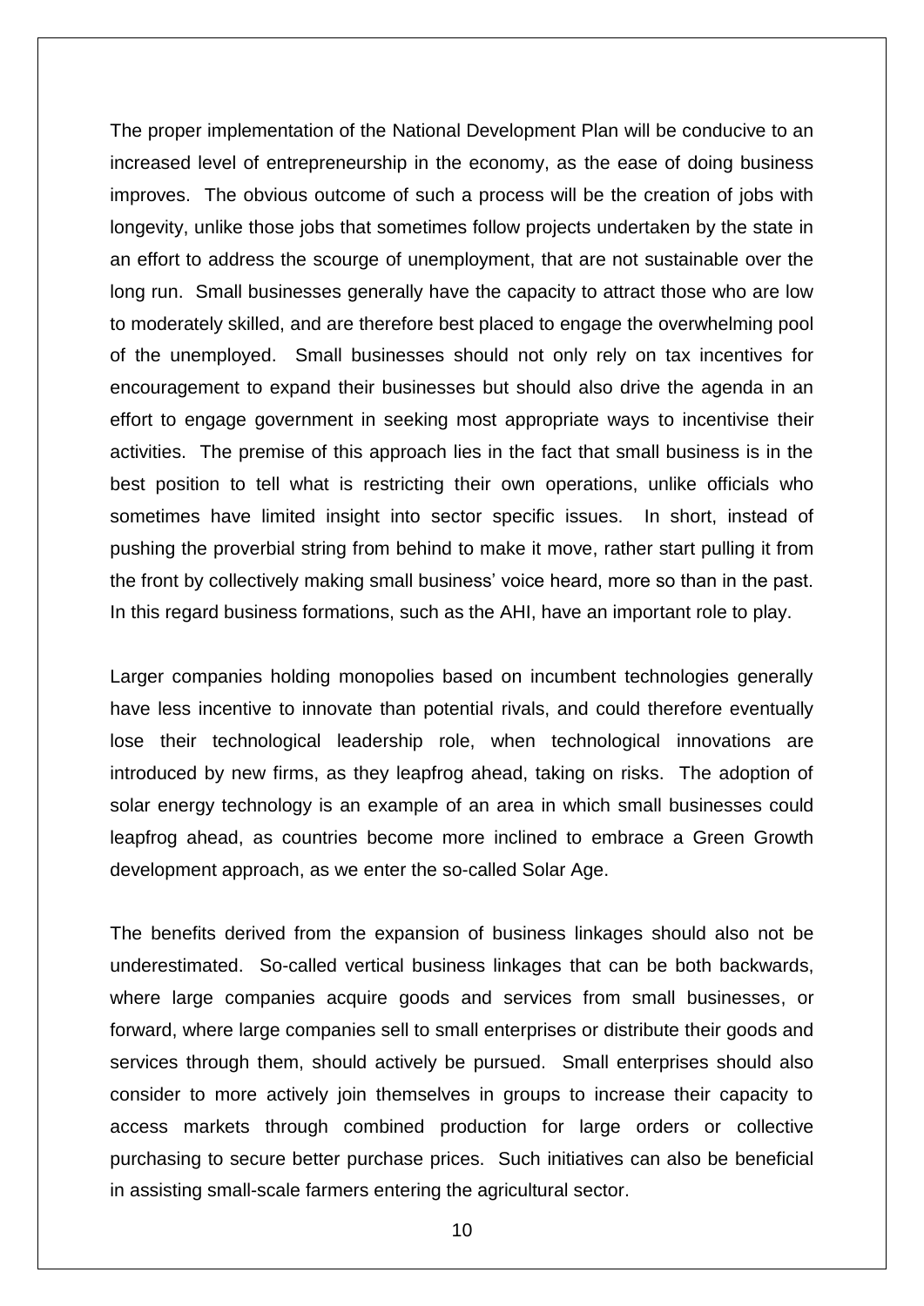The proper implementation of the National Development Plan will be conducive to an increased level of entrepreneurship in the economy, as the ease of doing business improves. The obvious outcome of such a process will be the creation of jobs with longevity, unlike those jobs that sometimes follow projects undertaken by the state in an effort to address the scourge of unemployment, that are not sustainable over the long run. Small businesses generally have the capacity to attract those who are low to moderately skilled, and are therefore best placed to engage the overwhelming pool of the unemployed. Small businesses should not only rely on tax incentives for encouragement to expand their businesses but should also drive the agenda in an effort to engage government in seeking most appropriate ways to incentivise their activities. The premise of this approach lies in the fact that small business is in the best position to tell what is restricting their own operations, unlike officials who sometimes have limited insight into sector specific issues. In short, instead of pushing the proverbial string from behind to make it move, rather start pulling it from the front by collectively making small business' voice heard, more so than in the past. In this regard business formations, such as the AHI, have an important role to play.

Larger companies holding monopolies based on incumbent technologies generally have less incentive to innovate than potential rivals, and could therefore eventually lose their technological leadership role, when technological innovations are introduced by new firms, as they leapfrog ahead, taking on risks. The adoption of solar energy technology is an example of an area in which small businesses could leapfrog ahead, as countries become more inclined to embrace a Green Growth development approach, as we enter the so-called Solar Age.

The benefits derived from the expansion of business linkages should also not be underestimated. So-called vertical business linkages that can be both backwards, where large companies acquire goods and services from small businesses, or forward, where large companies sell to small enterprises or distribute their goods and services through them, should actively be pursued. Small enterprises should also consider to more actively join themselves in groups to increase their capacity to access markets through combined production for large orders or collective purchasing to secure better purchase prices. Such initiatives can also be beneficial in assisting small-scale farmers entering the agricultural sector.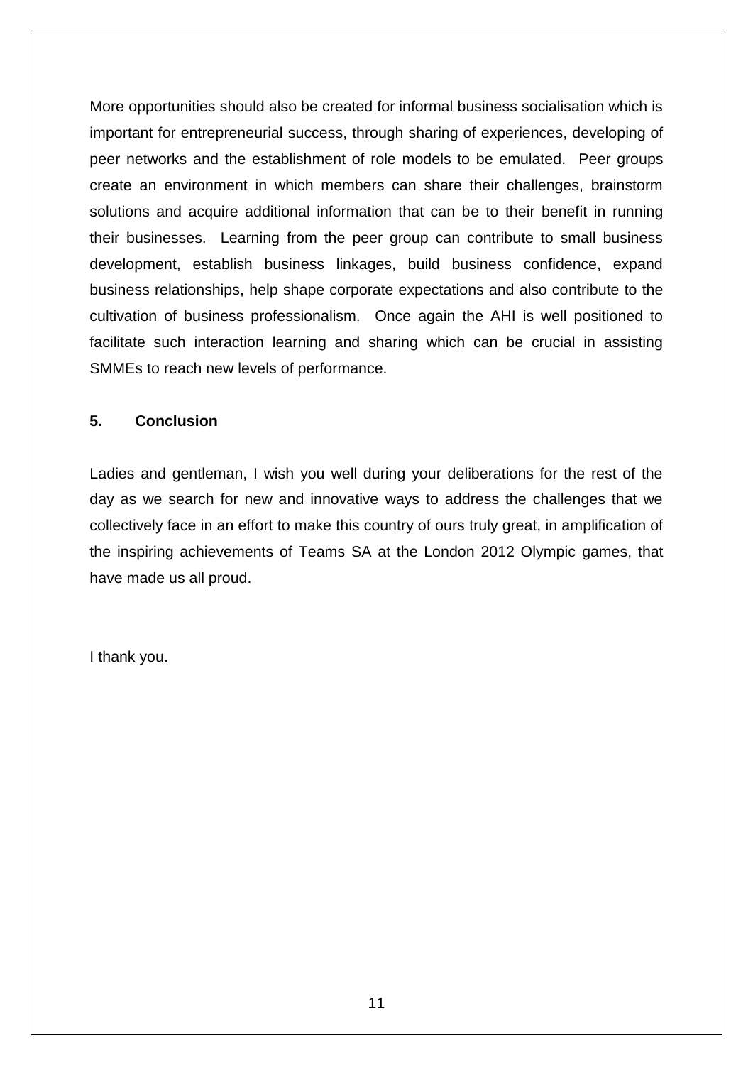More opportunities should also be created for informal business socialisation which is important for entrepreneurial success, through sharing of experiences, developing of peer networks and the establishment of role models to be emulated. Peer groups create an environment in which members can share their challenges, brainstorm solutions and acquire additional information that can be to their benefit in running their businesses. Learning from the peer group can contribute to small business development, establish business linkages, build business confidence, expand business relationships, help shape corporate expectations and also contribute to the cultivation of business professionalism. Once again the AHI is well positioned to facilitate such interaction learning and sharing which can be crucial in assisting SMMEs to reach new levels of performance.

## 5. Conclusion

Ladies and gentleman, I wish you well during your deliberations for the rest of the day as we search for new and innovative ways to address the challenges that we collectively face in an effort to make this country of ours truly great, in amplification of the inspiring achievements of Teams SA at the London 2012 Olympic games, that have made us all proud.

I thank you.